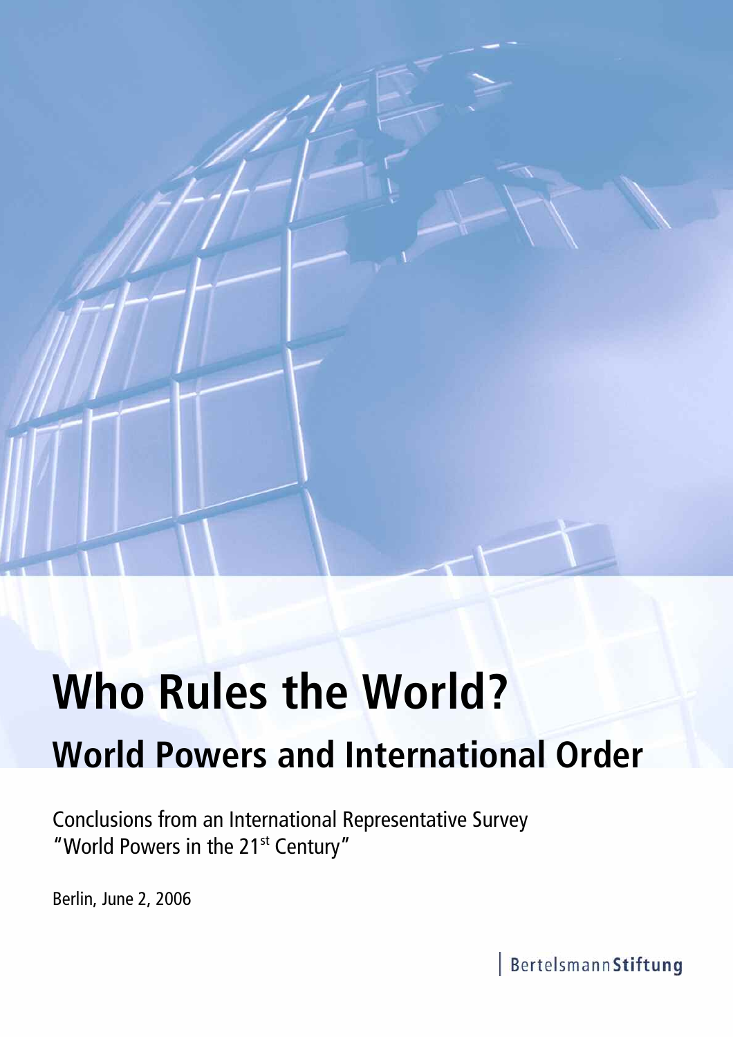# Who Rules the World?

## World Powers and International Order

Conclusions from an International Representative Survey "World Powers in the 21st Century"

Berlin, June 2, 2006

Bertelsmann**Stiftung**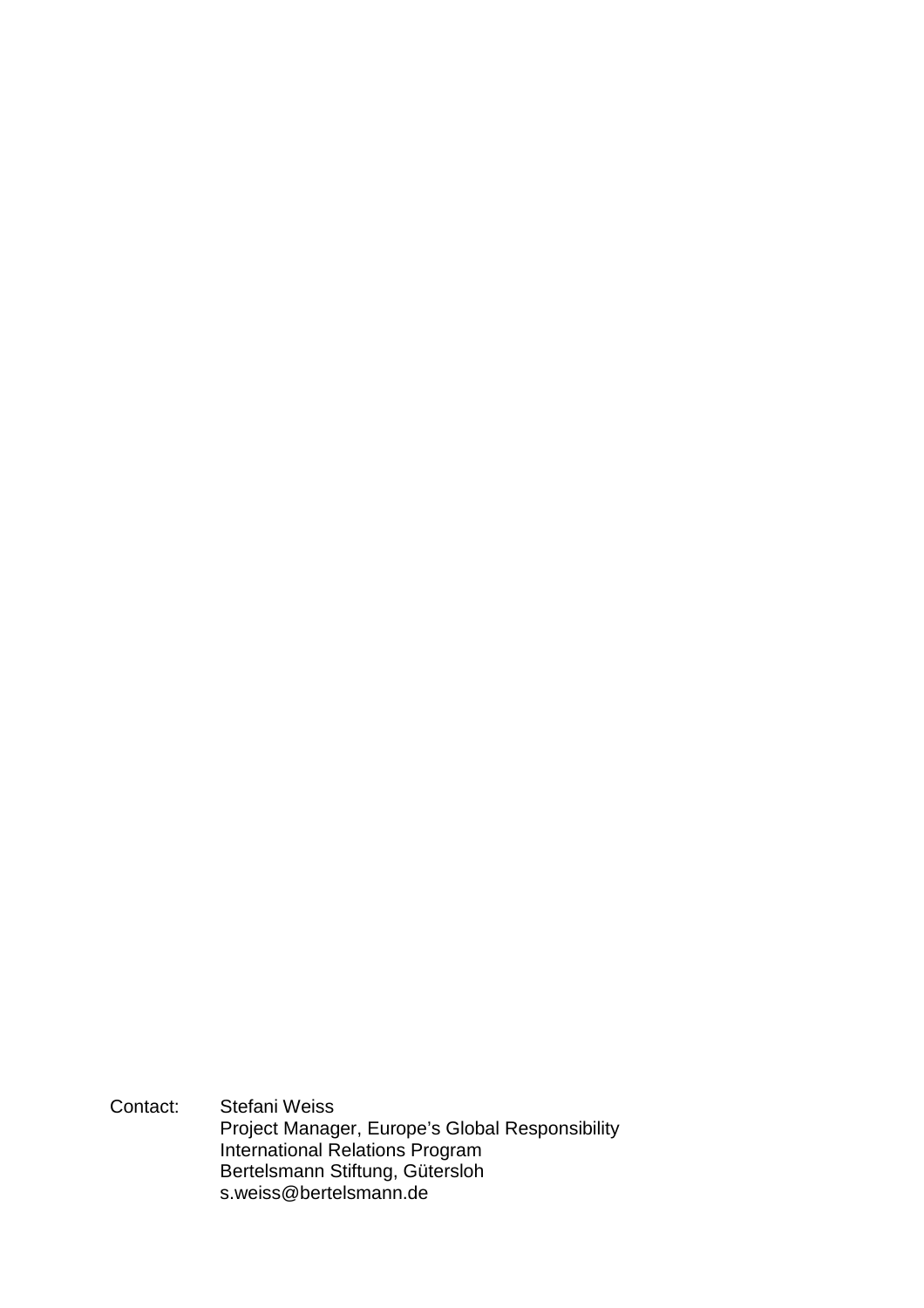Contact: Stefani Weiss
Project Manager, Europe's Global Responsibility
International Relations Program
Bertelsmann Stiftung, Gütersloh
s.weiss@bertelsmann.de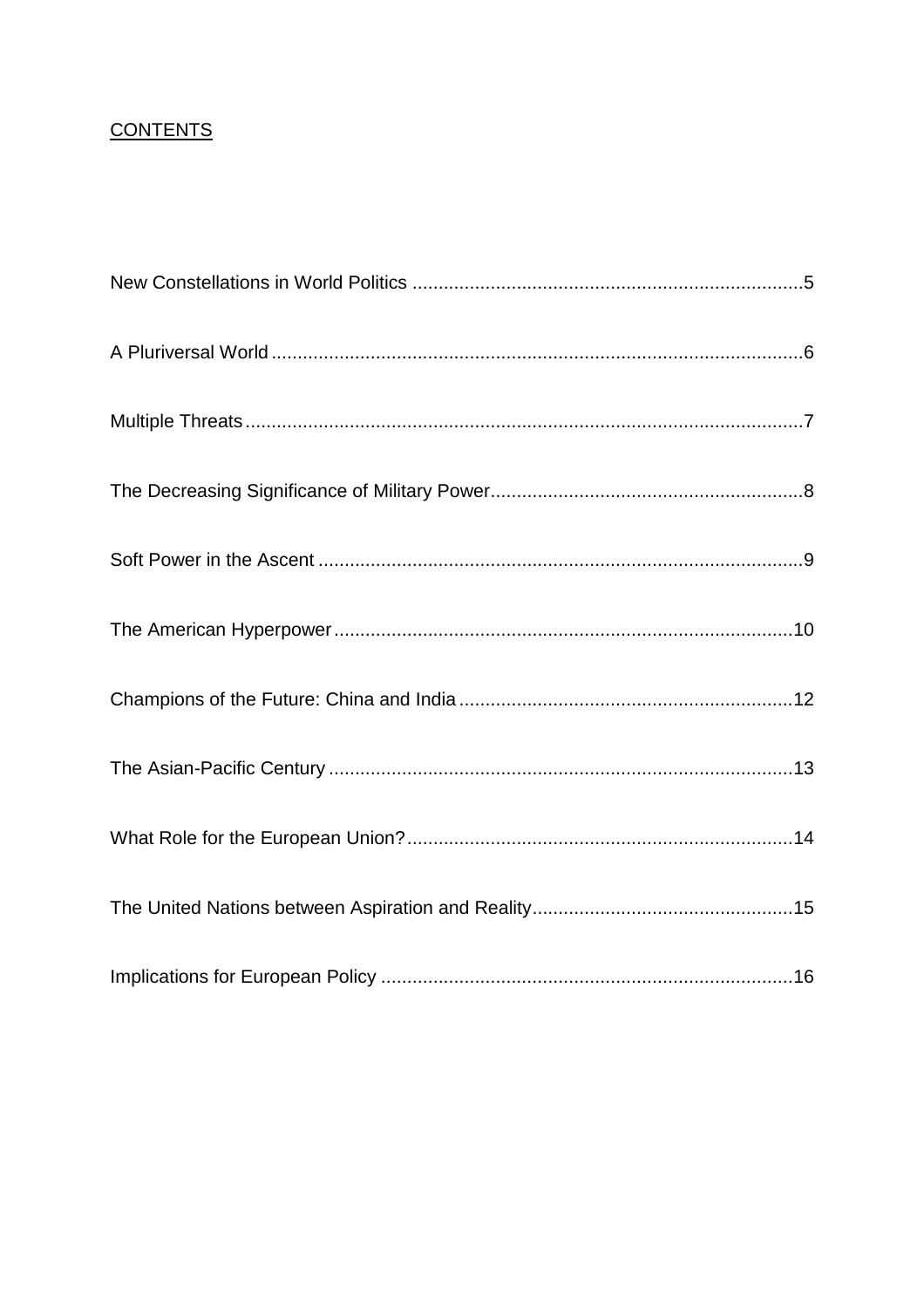## CONTENTS

New Constellations in World Politics ............................................................................5

A Pluriversal World ....................................................................................................6

Multiple Threats ..........................................................................................................7

The Decreasing Significance of Military Power ..........................................................8

Soft Power in the Ascent ............................................................................................9

The American Hyperpower .........................................................................................10

Champions of the Future: China and India ................................................................12

The Asian-Pacific Century .........................................................................................13

What Role for the European Union? ..........................................................................14

The United Nations between Aspiration and Reality ..................................................15

Implications for European Policy ...............................................................................16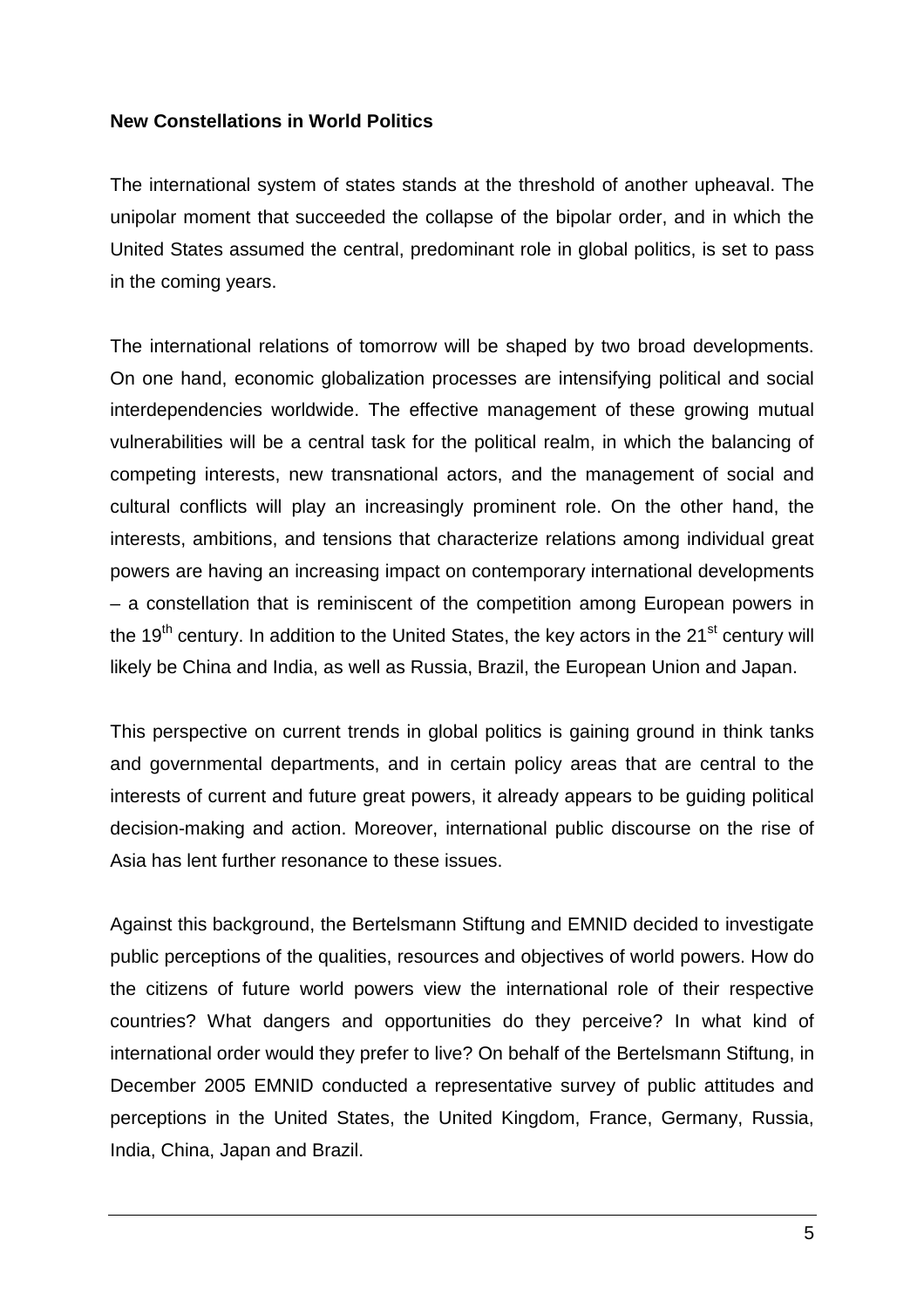**New Constellations in World Politics**

The international system of states stands at the threshold of another upheaval. The unipolar moment that succeeded the collapse of the bipolar order, and in which the United States assumed the central, predominant role in global politics, is set to pass in the coming years.

The international relations of tomorrow will be shaped by two broad developments. On one hand, economic globalization processes are intensifying political and social interdependencies worldwide. The effective management of these growing mutual vulnerabilities will be a central task for the political realm, in which the balancing of competing interests, new transnational actors, and the management of social and cultural conflicts will play an increasingly prominent role. On the other hand, the interests, ambitions, and tensions that characterize relations among individual great powers are having an increasing impact on contemporary international developments – a constellation that is reminiscent of the competition among European powers in the 19th century. In addition to the United States, the key actors in the 21st century will likely be China and India, as well as Russia, Brazil, the European Union and Japan.

This perspective on current trends in global politics is gaining ground in think tanks and governmental departments, and in certain policy areas that are central to the interests of current and future great powers, it already appears to be guiding political decision-making and action. Moreover, international public discourse on the rise of Asia has lent further resonance to these issues.

Against this background, the Bertelsmann Stiftung and EMNID decided to investigate public perceptions of the qualities, resources and objectives of world powers. How do the citizens of future world powers view the international role of their respective countries? What dangers and opportunities do they perceive? In what kind of international order would they prefer to live? On behalf of the Bertelsmann Stiftung, in December 2005 EMNID conducted a representative survey of public attitudes and perceptions in the United States, the United Kingdom, France, Germany, Russia, India, China, Japan and Brazil.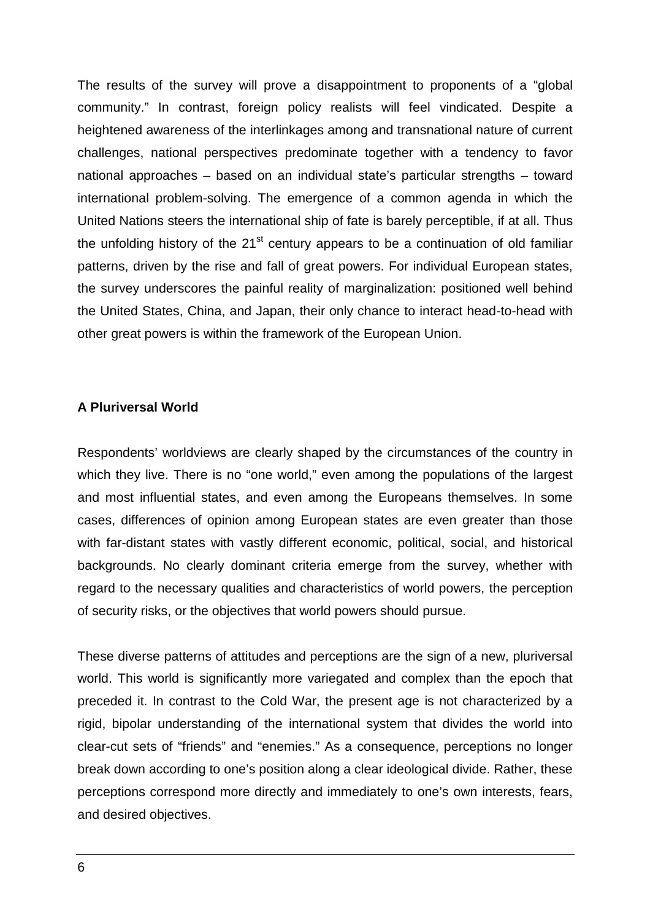The results of the survey will prove a disappointment to proponents of a "global community." In contrast, foreign policy realists will feel vindicated. Despite a heightened awareness of the interlinkages among and transnational nature of current challenges, national perspectives predominate together with a tendency to favor national approaches – based on an individual state's particular strengths – toward international problem-solving. The emergence of a common agenda in which the United Nations steers the international ship of fate is barely perceptible, if at all. Thus the unfolding history of the 21st century appears to be a continuation of old familiar patterns, driven by the rise and fall of great powers. For individual European states, the survey underscores the painful reality of marginalization: positioned well behind the United States, China, and Japan, their only chance to interact head-to-head with other great powers is within the framework of the European Union.

## A Pluriversal World

Respondents' worldviews are clearly shaped by the circumstances of the country in which they live. There is no "one world," even among the populations of the largest and most influential states, and even among the Europeans themselves. In some cases, differences of opinion among European states are even greater than those with far-distant states with vastly different economic, political, social, and historical backgrounds. No clearly dominant criteria emerge from the survey, whether with regard to the necessary qualities and characteristics of world powers, the perception of security risks, or the objectives that world powers should pursue.

These diverse patterns of attitudes and perceptions are the sign of a new, pluriversal world. This world is significantly more variegated and complex than the epoch that preceded it. In contrast to the Cold War, the present age is not characterized by a rigid, bipolar understanding of the international system that divides the world into clear-cut sets of "friends" and "enemies." As a consequence, perceptions no longer break down according to one's position along a clear ideological divide. Rather, these perceptions correspond more directly and immediately to one's own interests, fears, and desired objectives.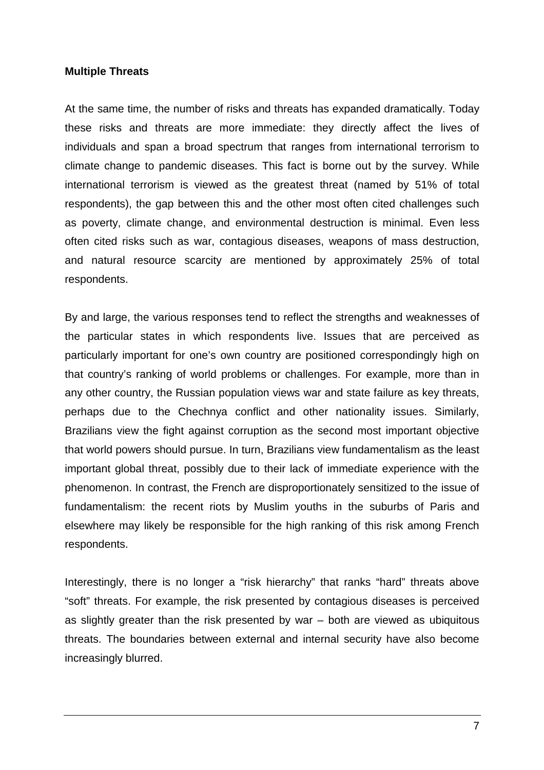**Multiple Threats**

At the same time, the number of risks and threats has expanded dramatically. Today these risks and threats are more immediate: they directly affect the lives of individuals and span a broad spectrum that ranges from international terrorism to climate change to pandemic diseases. This fact is borne out by the survey. While international terrorism is viewed as the greatest threat (named by 51% of total respondents), the gap between this and the other most often cited challenges such as poverty, climate change, and environmental destruction is minimal. Even less often cited risks such as war, contagious diseases, weapons of mass destruction, and natural resource scarcity are mentioned by approximately 25% of total respondents.

By and large, the various responses tend to reflect the strengths and weaknesses of the particular states in which respondents live. Issues that are perceived as particularly important for one's own country are positioned correspondingly high on that country's ranking of world problems or challenges. For example, more than in any other country, the Russian population views war and state failure as key threats, perhaps due to the Chechnya conflict and other nationality issues. Similarly, Brazilians view the fight against corruption as the second most important objective that world powers should pursue. In turn, Brazilians view fundamentalism as the least important global threat, possibly due to their lack of immediate experience with the phenomenon. In contrast, the French are disproportionately sensitized to the issue of fundamentalism: the recent riots by Muslim youths in the suburbs of Paris and elsewhere may likely be responsible for the high ranking of this risk among French respondents.

Interestingly, there is no longer a "risk hierarchy" that ranks "hard" threats above "soft" threats. For example, the risk presented by contagious diseases is perceived as slightly greater than the risk presented by war – both are viewed as ubiquitous threats. The boundaries between external and internal security have also become increasingly blurred.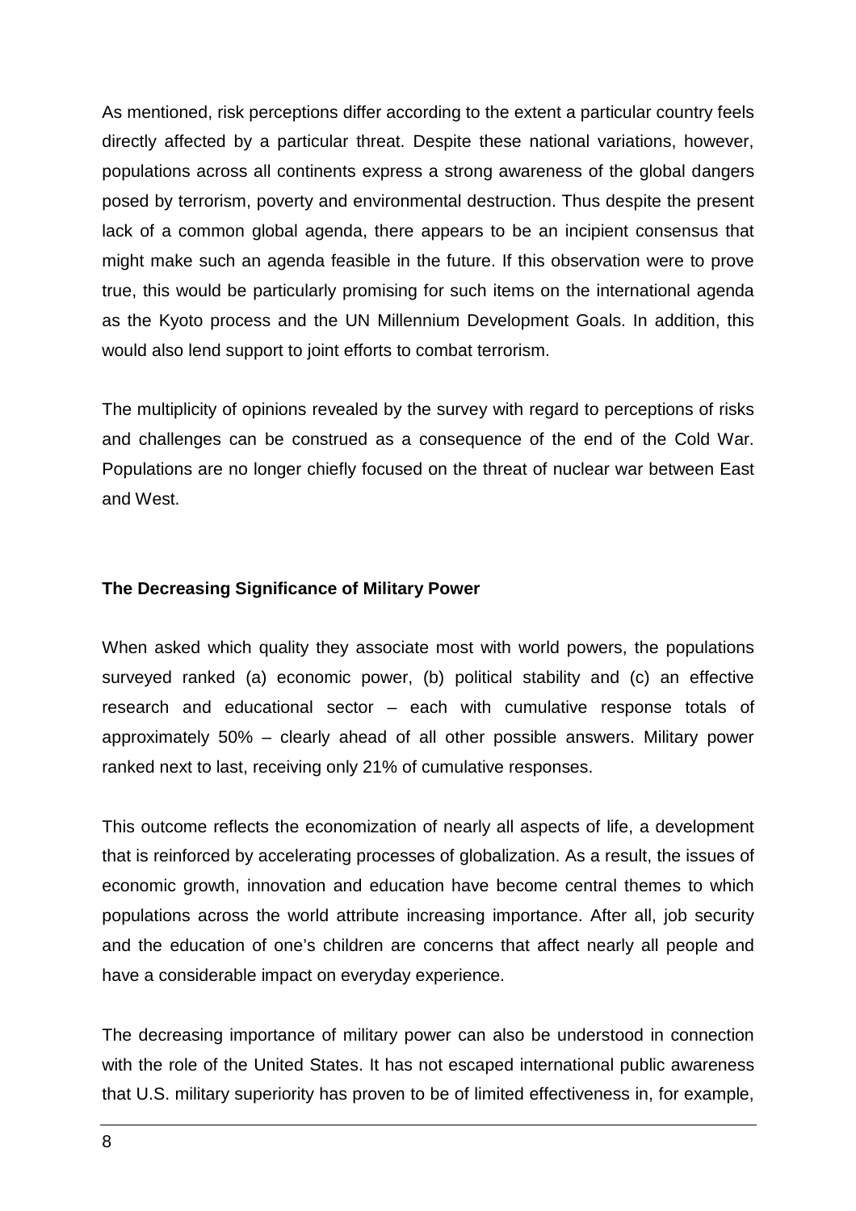As mentioned, risk perceptions differ according to the extent a particular country feels directly affected by a particular threat. Despite these national variations, however, populations across all continents express a strong awareness of the global dangers posed by terrorism, poverty and environmental destruction. Thus despite the present lack of a common global agenda, there appears to be an incipient consensus that might make such an agenda feasible in the future. If this observation were to prove true, this would be particularly promising for such items on the international agenda as the Kyoto process and the UN Millennium Development Goals. In addition, this would also lend support to joint efforts to combat terrorism.

The multiplicity of opinions revealed by the survey with regard to perceptions of risks and challenges can be construed as a consequence of the end of the Cold War. Populations are no longer chiefly focused on the threat of nuclear war between East and West.

## The Decreasing Significance of Military Power

When asked which quality they associate most with world powers, the populations surveyed ranked (a) economic power, (b) political stability and (c) an effective research and educational sector – each with cumulative response totals of approximately 50% – clearly ahead of all other possible answers. Military power ranked next to last, receiving only 21% of cumulative responses.

This outcome reflects the economization of nearly all aspects of life, a development that is reinforced by accelerating processes of globalization. As a result, the issues of economic growth, innovation and education have become central themes to which populations across the world attribute increasing importance. After all, job security and the education of one's children are concerns that affect nearly all people and have a considerable impact on everyday experience.

The decreasing importance of military power can also be understood in connection with the role of the United States. It has not escaped international public awareness that U.S. military superiority has proven to be of limited effectiveness in, for example,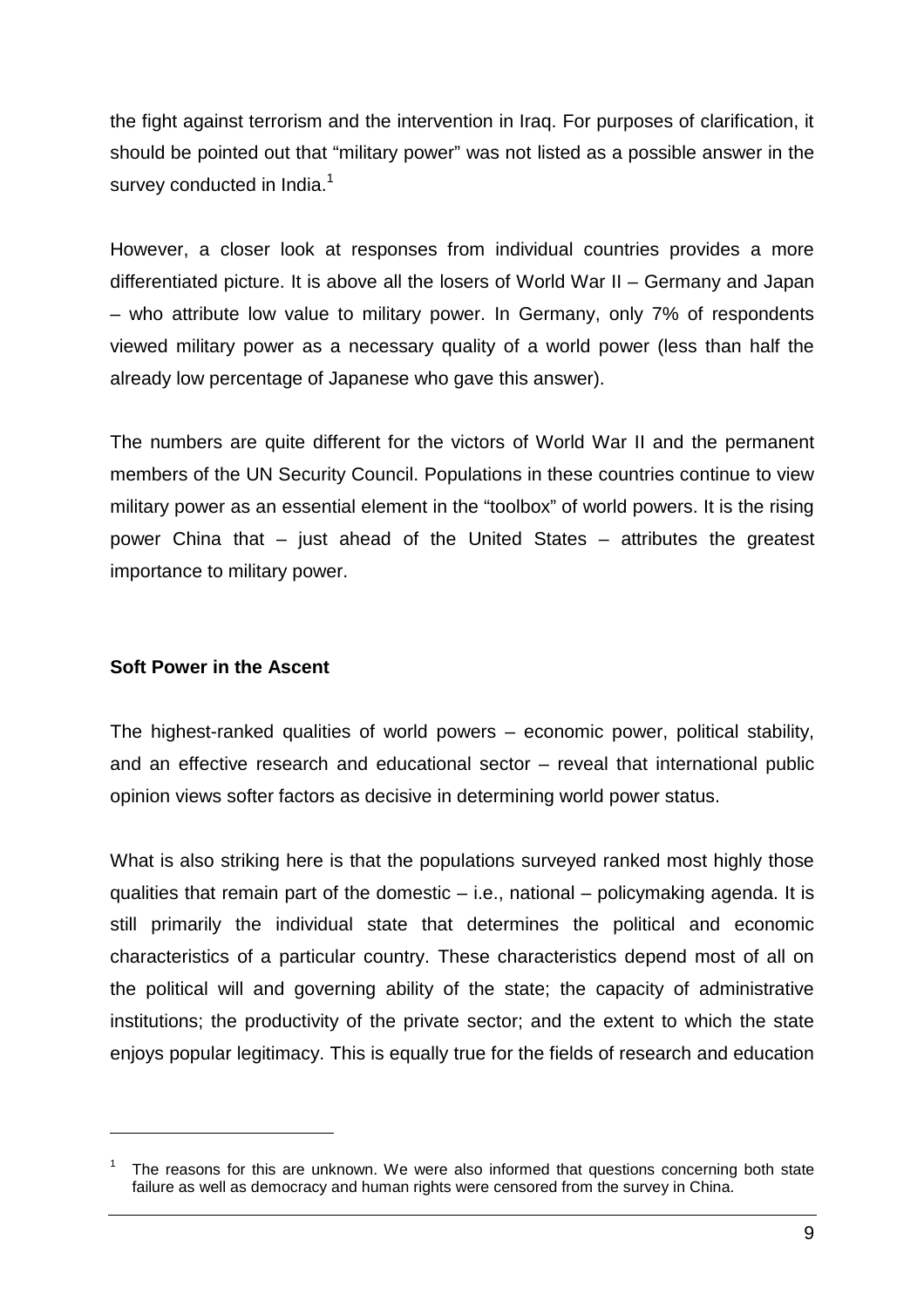the fight against terrorism and the intervention in Iraq. For purposes of clarification, it should be pointed out that "military power" was not listed as a possible answer in the survey conducted in India.[1]

However, a closer look at responses from individual countries provides a more differentiated picture. It is above all the losers of World War II – Germany and Japan – who attribute low value to military power. In Germany, only 7% of respondents viewed military power as a necessary quality of a world power (less than half the already low percentage of Japanese who gave this answer).

The numbers are quite different for the victors of World War II and the permanent members of the UN Security Council. Populations in these countries continue to view military power as an essential element in the "toolbox" of world powers. It is the rising power China that – just ahead of the United States – attributes the greatest importance to military power.

**Soft Power in the Ascent**

The highest-ranked qualities of world powers – economic power, political stability, and an effective research and educational sector – reveal that international public opinion views softer factors as decisive in determining world power status.

What is also striking here is that the populations surveyed ranked most highly those qualities that remain part of the domestic – i.e., national – policymaking agenda. It is still primarily the individual state that determines the political and economic characteristics of a particular country. These characteristics depend most of all on the political will and governing ability of the state; the capacity of administrative institutions; the productivity of the private sector; and the extent to which the state enjoys popular legitimacy. This is equally true for the fields of research and education

[1] The reasons for this are unknown. We were also informed that questions concerning both state failure as well as democracy and human rights were censored from the survey in China.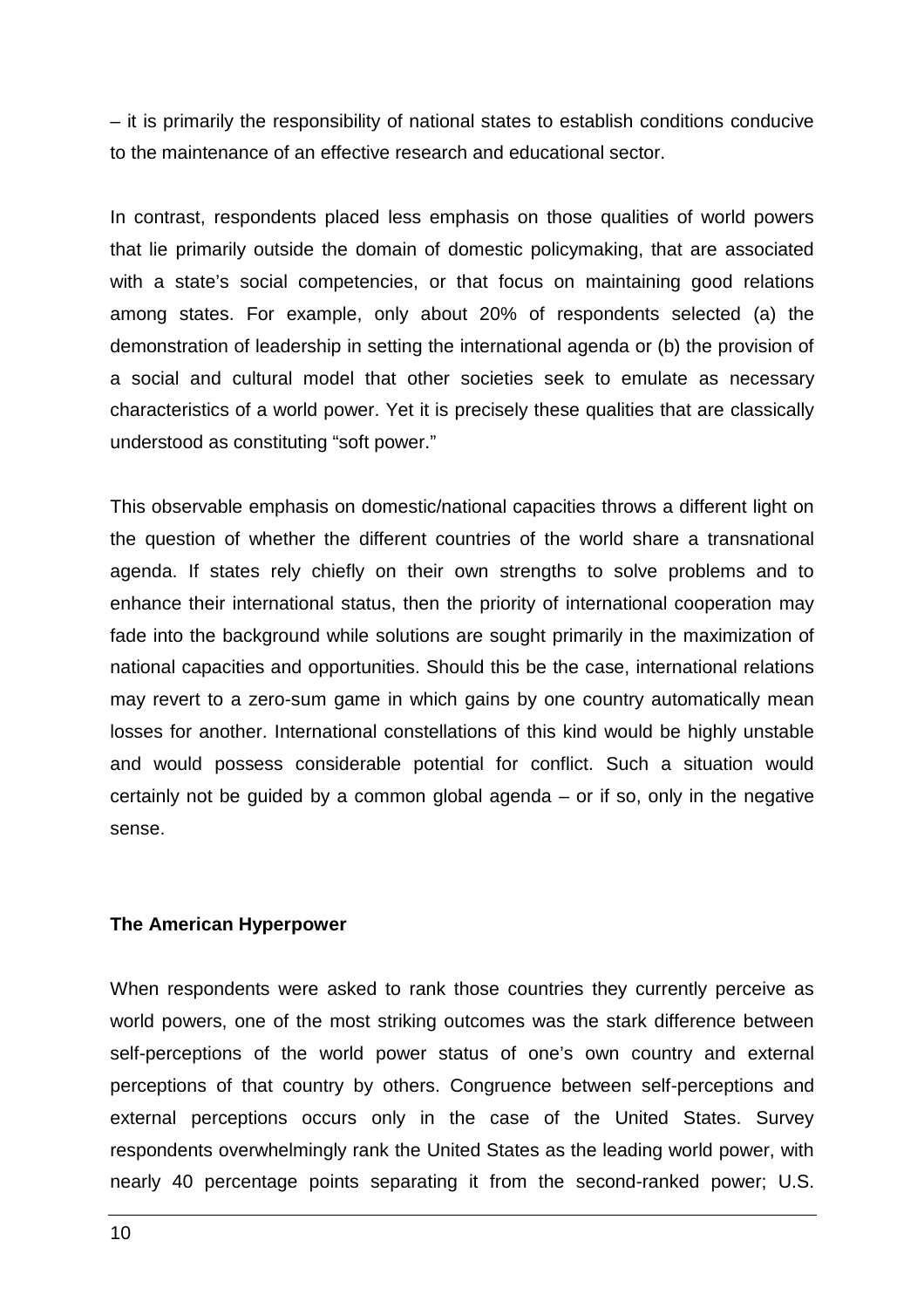– it is primarily the responsibility of national states to establish conditions conducive to the maintenance of an effective research and educational sector.

In contrast, respondents placed less emphasis on those qualities of world powers that lie primarily outside the domain of domestic policymaking, that are associated with a state's social competencies, or that focus on maintaining good relations among states. For example, only about 20% of respondents selected (a) the demonstration of leadership in setting the international agenda or (b) the provision of a social and cultural model that other societies seek to emulate as necessary characteristics of a world power. Yet it is precisely these qualities that are classically understood as constituting "soft power."

This observable emphasis on domestic/national capacities throws a different light on the question of whether the different countries of the world share a transnational agenda. If states rely chiefly on their own strengths to solve problems and to enhance their international status, then the priority of international cooperation may fade into the background while solutions are sought primarily in the maximization of national capacities and opportunities. Should this be the case, international relations may revert to a zero-sum game in which gains by one country automatically mean losses for another. International constellations of this kind would be highly unstable and would possess considerable potential for conflict. Such a situation would certainly not be guided by a common global agenda – or if so, only in the negative sense.

**The American Hyperpower**

When respondents were asked to rank those countries they currently perceive as world powers, one of the most striking outcomes was the stark difference between self-perceptions of the world power status of one's own country and external perceptions of that country by others. Congruence between self-perceptions and external perceptions occurs only in the case of the United States. Survey respondents overwhelmingly rank the United States as the leading world power, with nearly 40 percentage points separating it from the second-ranked power; U.S.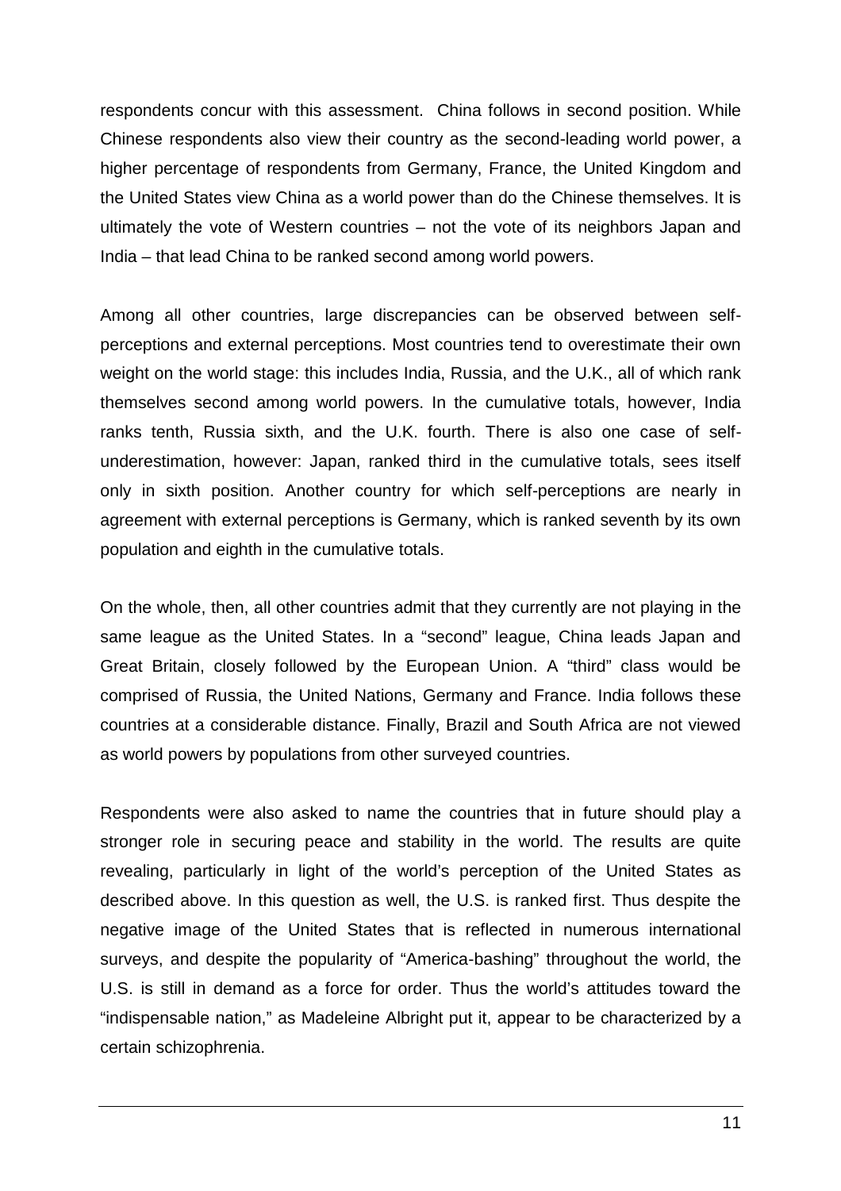respondents concur with this assessment. China follows in second position. While Chinese respondents also view their country as the second-leading world power, a higher percentage of respondents from Germany, France, the United Kingdom and the United States view China as a world power than do the Chinese themselves. It is ultimately the vote of Western countries – not the vote of its neighbors Japan and India – that lead China to be ranked second among world powers.

Among all other countries, large discrepancies can be observed between self-perceptions and external perceptions. Most countries tend to overestimate their own weight on the world stage: this includes India, Russia, and the U.K., all of which rank themselves second among world powers. In the cumulative totals, however, India ranks tenth, Russia sixth, and the U.K. fourth. There is also one case of self-underestimation, however: Japan, ranked third in the cumulative totals, sees itself only in sixth position. Another country for which self-perceptions are nearly in agreement with external perceptions is Germany, which is ranked seventh by its own population and eighth in the cumulative totals.

On the whole, then, all other countries admit that they currently are not playing in the same league as the United States. In a "second" league, China leads Japan and Great Britain, closely followed by the European Union. A "third" class would be comprised of Russia, the United Nations, Germany and France. India follows these countries at a considerable distance. Finally, Brazil and South Africa are not viewed as world powers by populations from other surveyed countries.

Respondents were also asked to name the countries that in future should play a stronger role in securing peace and stability in the world. The results are quite revealing, particularly in light of the world's perception of the United States as described above. In this question as well, the U.S. is ranked first. Thus despite the negative image of the United States that is reflected in numerous international surveys, and despite the popularity of "America-bashing" throughout the world, the U.S. is still in demand as a force for order. Thus the world's attitudes toward the "indispensable nation," as Madeleine Albright put it, appear to be characterized by a certain schizophrenia.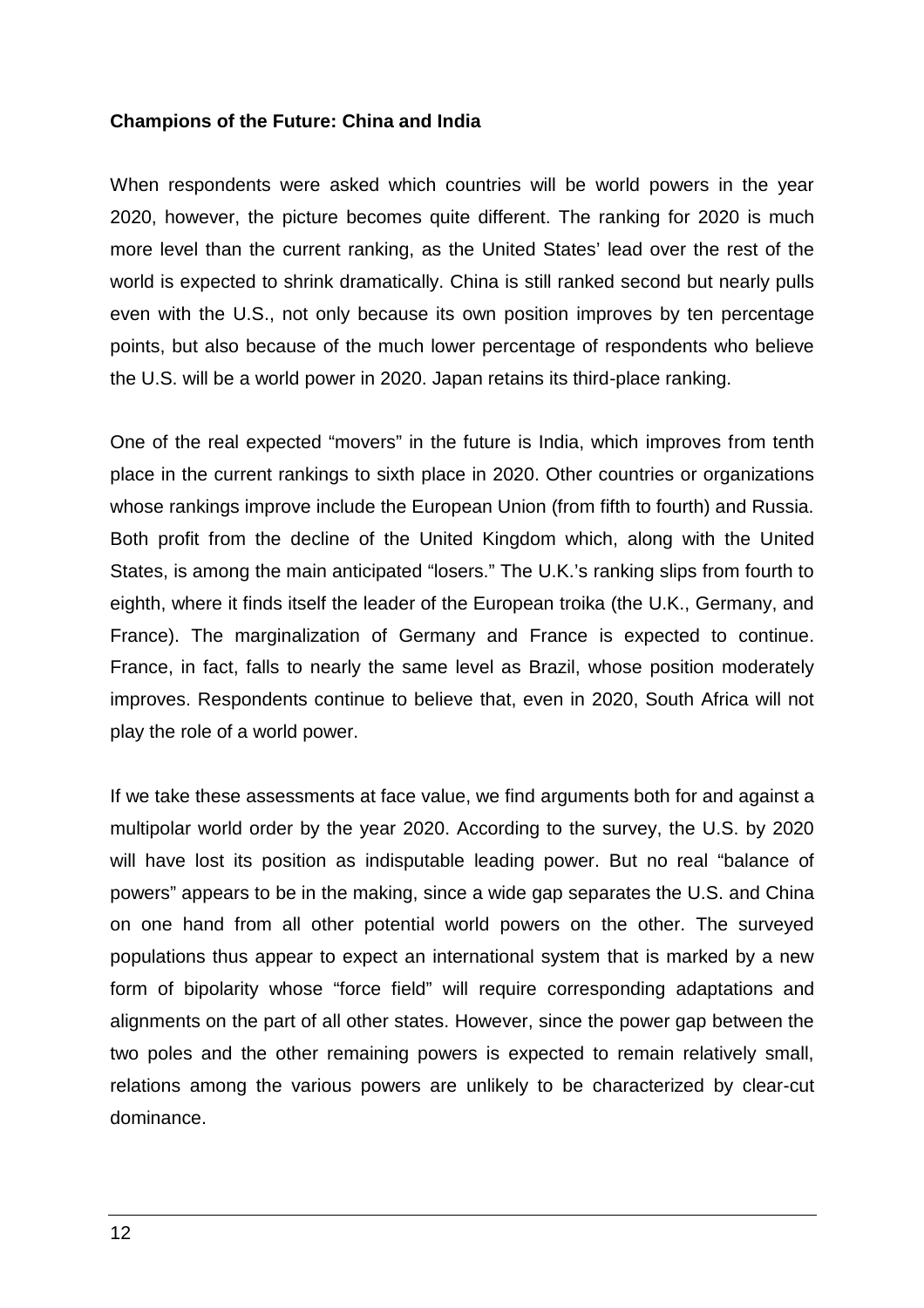**Champions of the Future: China and India**

When respondents were asked which countries will be world powers in the year 2020, however, the picture becomes quite different. The ranking for 2020 is much more level than the current ranking, as the United States' lead over the rest of the world is expected to shrink dramatically. China is still ranked second but nearly pulls even with the U.S., not only because its own position improves by ten percentage points, but also because of the much lower percentage of respondents who believe the U.S. will be a world power in 2020. Japan retains its third-place ranking.

One of the real expected "movers" in the future is India, which improves from tenth place in the current rankings to sixth place in 2020. Other countries or organizations whose rankings improve include the European Union (from fifth to fourth) and Russia. Both profit from the decline of the United Kingdom which, along with the United States, is among the main anticipated "losers." The U.K.'s ranking slips from fourth to eighth, where it finds itself the leader of the European troika (the U.K., Germany, and France). The marginalization of Germany and France is expected to continue. France, in fact, falls to nearly the same level as Brazil, whose position moderately improves. Respondents continue to believe that, even in 2020, South Africa will not play the role of a world power.

If we take these assessments at face value, we find arguments both for and against a multipolar world order by the year 2020. According to the survey, the U.S. by 2020 will have lost its position as indisputable leading power. But no real "balance of powers" appears to be in the making, since a wide gap separates the U.S. and China on one hand from all other potential world powers on the other. The surveyed populations thus appear to expect an international system that is marked by a new form of bipolarity whose "force field" will require corresponding adaptations and alignments on the part of all other states. However, since the power gap between the two poles and the other remaining powers is expected to remain relatively small, relations among the various powers are unlikely to be characterized by clear-cut dominance.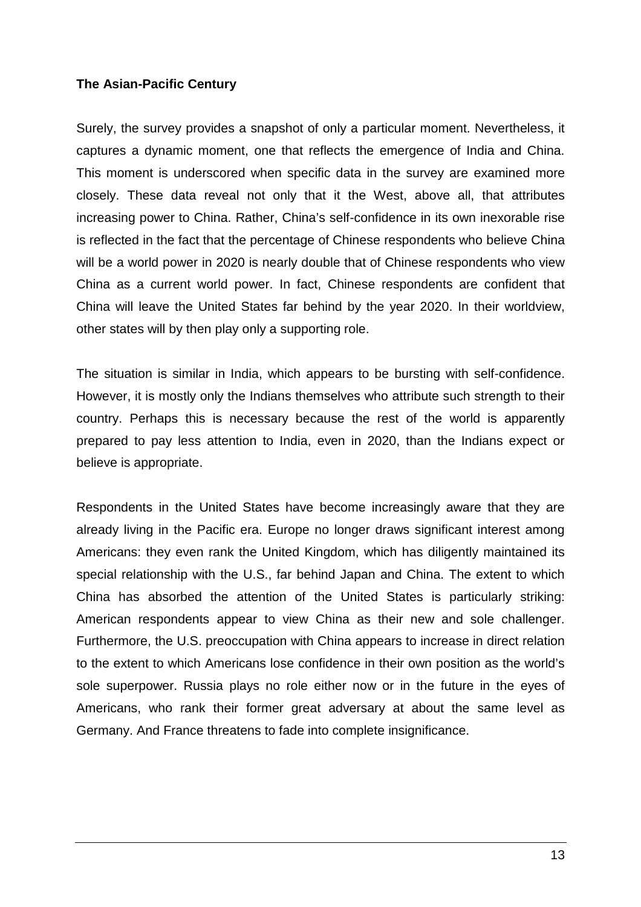**The Asian-Pacific Century**

Surely, the survey provides a snapshot of only a particular moment. Nevertheless, it captures a dynamic moment, one that reflects the emergence of India and China. This moment is underscored when specific data in the survey are examined more closely. These data reveal not only that it the West, above all, that attributes increasing power to China. Rather, China's self-confidence in its own inexorable rise is reflected in the fact that the percentage of Chinese respondents who believe China will be a world power in 2020 is nearly double that of Chinese respondents who view China as a current world power. In fact, Chinese respondents are confident that China will leave the United States far behind by the year 2020. In their worldview, other states will by then play only a supporting role.

The situation is similar in India, which appears to be bursting with self-confidence. However, it is mostly only the Indians themselves who attribute such strength to their country. Perhaps this is necessary because the rest of the world is apparently prepared to pay less attention to India, even in 2020, than the Indians expect or believe is appropriate.

Respondents in the United States have become increasingly aware that they are already living in the Pacific era. Europe no longer draws significant interest among Americans: they even rank the United Kingdom, which has diligently maintained its special relationship with the U.S., far behind Japan and China. The extent to which China has absorbed the attention of the United States is particularly striking: American respondents appear to view China as their new and sole challenger. Furthermore, the U.S. preoccupation with China appears to increase in direct relation to the extent to which Americans lose confidence in their own position as the world's sole superpower. Russia plays no role either now or in the future in the eyes of Americans, who rank their former great adversary at about the same level as Germany. And France threatens to fade into complete insignificance.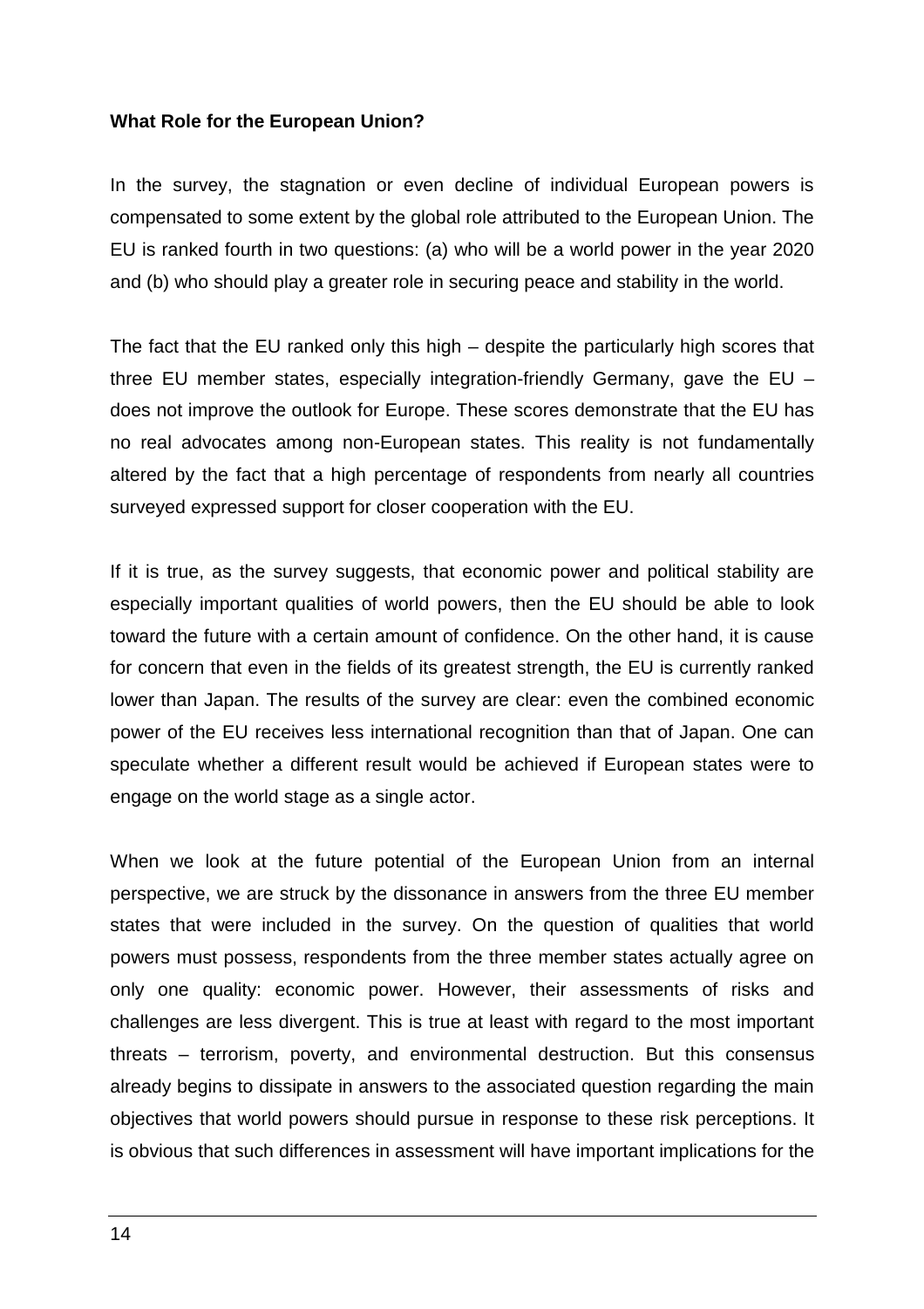**What Role for the European Union?**

In the survey, the stagnation or even decline of individual European powers is compensated to some extent by the global role attributed to the European Union. The EU is ranked fourth in two questions: (a) who will be a world power in the year 2020 and (b) who should play a greater role in securing peace and stability in the world.

The fact that the EU ranked only this high – despite the particularly high scores that three EU member states, especially integration-friendly Germany, gave the EU – does not improve the outlook for Europe. These scores demonstrate that the EU has no real advocates among non-European states. This reality is not fundamentally altered by the fact that a high percentage of respondents from nearly all countries surveyed expressed support for closer cooperation with the EU.

If it is true, as the survey suggests, that economic power and political stability are especially important qualities of world powers, then the EU should be able to look toward the future with a certain amount of confidence. On the other hand, it is cause for concern that even in the fields of its greatest strength, the EU is currently ranked lower than Japan. The results of the survey are clear: even the combined economic power of the EU receives less international recognition than that of Japan. One can speculate whether a different result would be achieved if European states were to engage on the world stage as a single actor.

When we look at the future potential of the European Union from an internal perspective, we are struck by the dissonance in answers from the three EU member states that were included in the survey. On the question of qualities that world powers must possess, respondents from the three member states actually agree on only one quality: economic power. However, their assessments of risks and challenges are less divergent. This is true at least with regard to the most important threats – terrorism, poverty, and environmental destruction. But this consensus already begins to dissipate in answers to the associated question regarding the main objectives that world powers should pursue in response to these risk perceptions. It is obvious that such differences in assessment will have important implications for the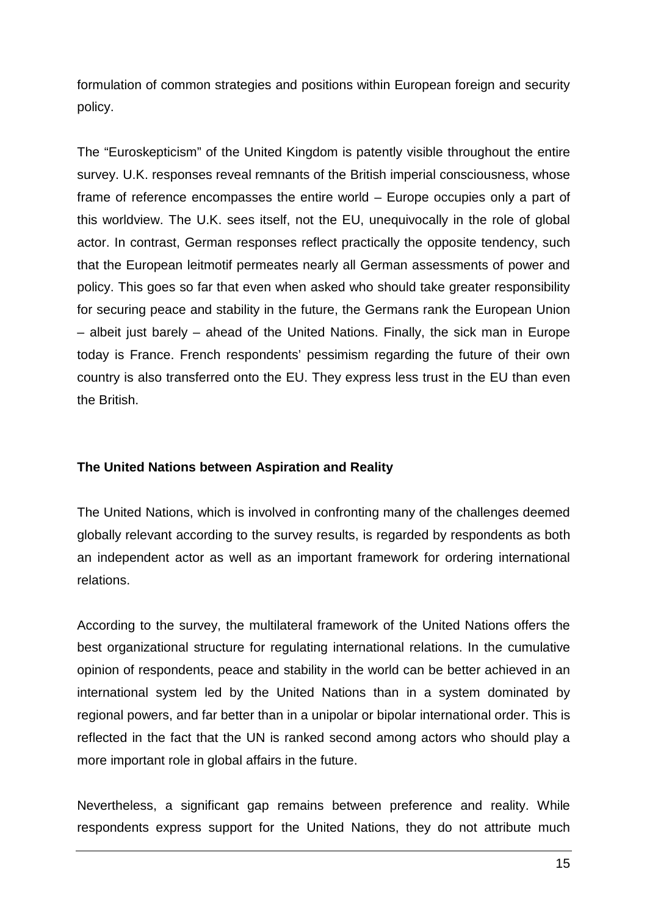formulation of common strategies and positions within European foreign and security policy.

The “Euroskepticism” of the United Kingdom is patently visible throughout the entire survey. U.K. responses reveal remnants of the British imperial consciousness, whose frame of reference encompasses the entire world – Europe occupies only a part of this worldview. The U.K. sees itself, not the EU, unequivocally in the role of global actor. In contrast, German responses reflect practically the opposite tendency, such that the European leitmotif permeates nearly all German assessments of power and policy. This goes so far that even when asked who should take greater responsibility for securing peace and stability in the future, the Germans rank the European Union – albeit just barely – ahead of the United Nations. Finally, the sick man in Europe today is France. French respondents’ pessimism regarding the future of their own country is also transferred onto the EU. They express less trust in the EU than even the British.

**The United Nations between Aspiration and Reality**

The United Nations, which is involved in confronting many of the challenges deemed globally relevant according to the survey results, is regarded by respondents as both an independent actor as well as an important framework for ordering international relations.

According to the survey, the multilateral framework of the United Nations offers the best organizational structure for regulating international relations. In the cumulative opinion of respondents, peace and stability in the world can be better achieved in an international system led by the United Nations than in a system dominated by regional powers, and far better than in a unipolar or bipolar international order. This is reflected in the fact that the UN is ranked second among actors who should play a more important role in global affairs in the future.

Nevertheless, a significant gap remains between preference and reality. While respondents express support for the United Nations, they do not attribute much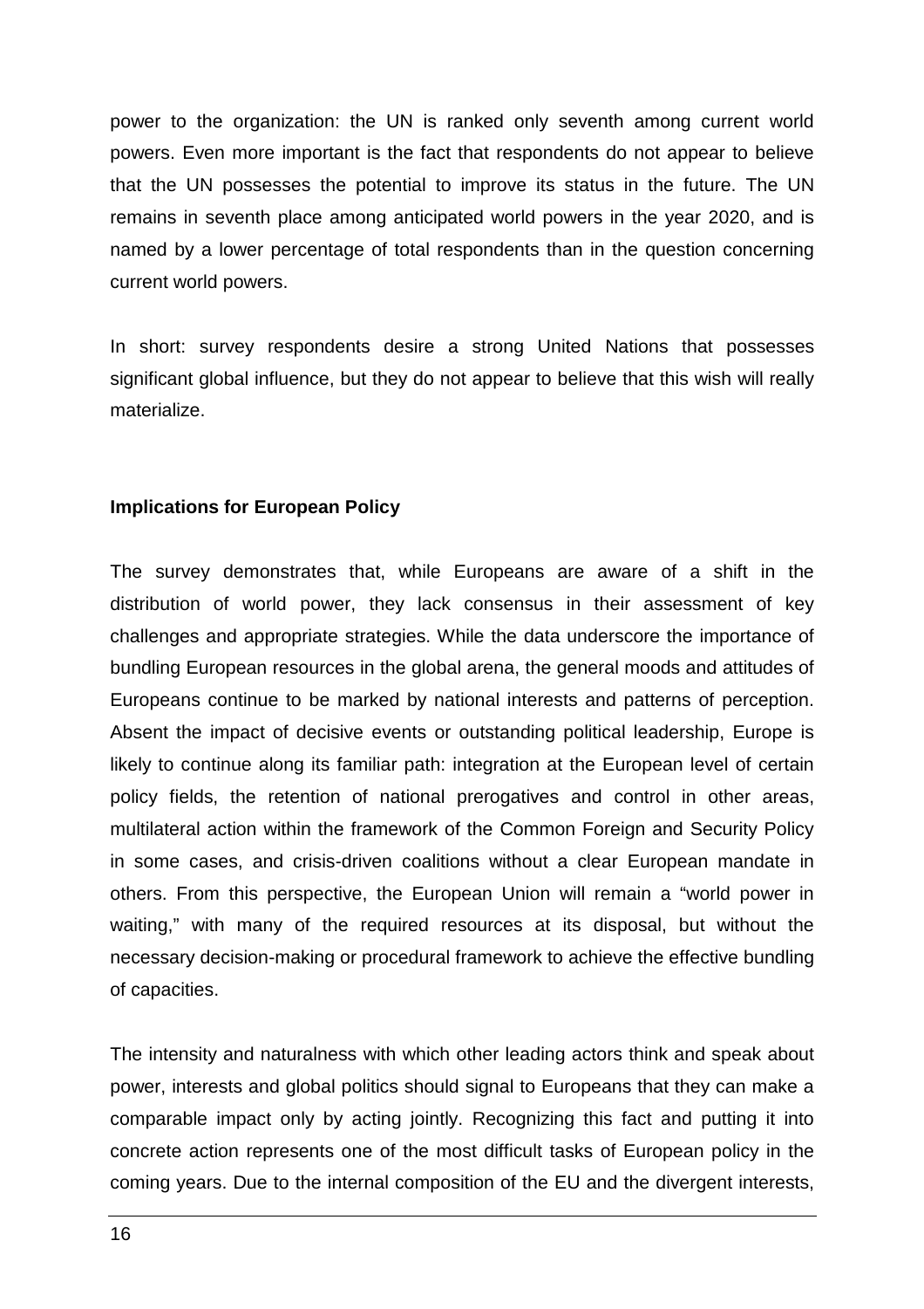power to the organization: the UN is ranked only seventh among current world powers. Even more important is the fact that respondents do not appear to believe that the UN possesses the potential to improve its status in the future. The UN remains in seventh place among anticipated world powers in the year 2020, and is named by a lower percentage of total respondents than in the question concerning current world powers.

In short: survey respondents desire a strong United Nations that possesses significant global influence, but they do not appear to believe that this wish will really materialize.

**Implications for European Policy**

The survey demonstrates that, while Europeans are aware of a shift in the distribution of world power, they lack consensus in their assessment of key challenges and appropriate strategies. While the data underscore the importance of bundling European resources in the global arena, the general moods and attitudes of Europeans continue to be marked by national interests and patterns of perception. Absent the impact of decisive events or outstanding political leadership, Europe is likely to continue along its familiar path: integration at the European level of certain policy fields, the retention of national prerogatives and control in other areas, multilateral action within the framework of the Common Foreign and Security Policy in some cases, and crisis-driven coalitions without a clear European mandate in others. From this perspective, the European Union will remain a "world power in waiting," with many of the required resources at its disposal, but without the necessary decision-making or procedural framework to achieve the effective bundling of capacities.

The intensity and naturalness with which other leading actors think and speak about power, interests and global politics should signal to Europeans that they can make a comparable impact only by acting jointly. Recognizing this fact and putting it into concrete action represents one of the most difficult tasks of European policy in the coming years. Due to the internal composition of the EU and the divergent interests,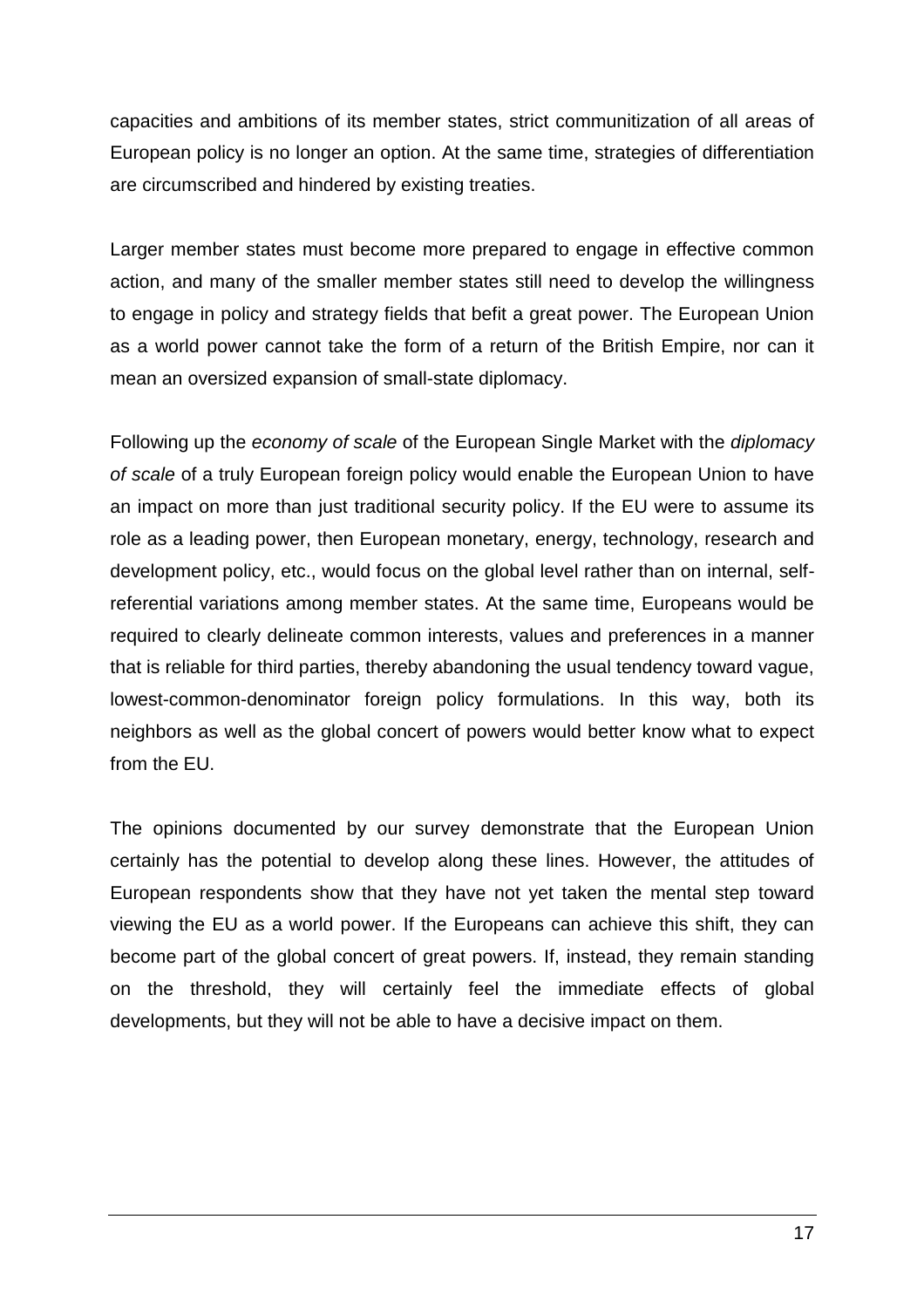capacities and ambitions of its member states, strict communitization of all areas of European policy is no longer an option. At the same time, strategies of differentiation are circumscribed and hindered by existing treaties.

Larger member states must become more prepared to engage in effective common action, and many of the smaller member states still need to develop the willingness to engage in policy and strategy fields that befit a great power. The European Union as a world power cannot take the form of a return of the British Empire, nor can it mean an oversized expansion of small-state diplomacy.

Following up the *economy of scale* of the European Single Market with the *diplomacy of scale* of a truly European foreign policy would enable the European Union to have an impact on more than just traditional security policy. If the EU were to assume its role as a leading power, then European monetary, energy, technology, research and development policy, etc., would focus on the global level rather than on internal, self-referential variations among member states. At the same time, Europeans would be required to clearly delineate common interests, values and preferences in a manner that is reliable for third parties, thereby abandoning the usual tendency toward vague, lowest-common-denominator foreign policy formulations. In this way, both its neighbors as well as the global concert of powers would better know what to expect from the EU.

The opinions documented by our survey demonstrate that the European Union certainly has the potential to develop along these lines. However, the attitudes of European respondents show that they have not yet taken the mental step toward viewing the EU as a world power. If the Europeans can achieve this shift, they can become part of the global concert of great powers. If, instead, they remain standing on the threshold, they will certainly feel the immediate effects of global developments, but they will not be able to have a decisive impact on them.